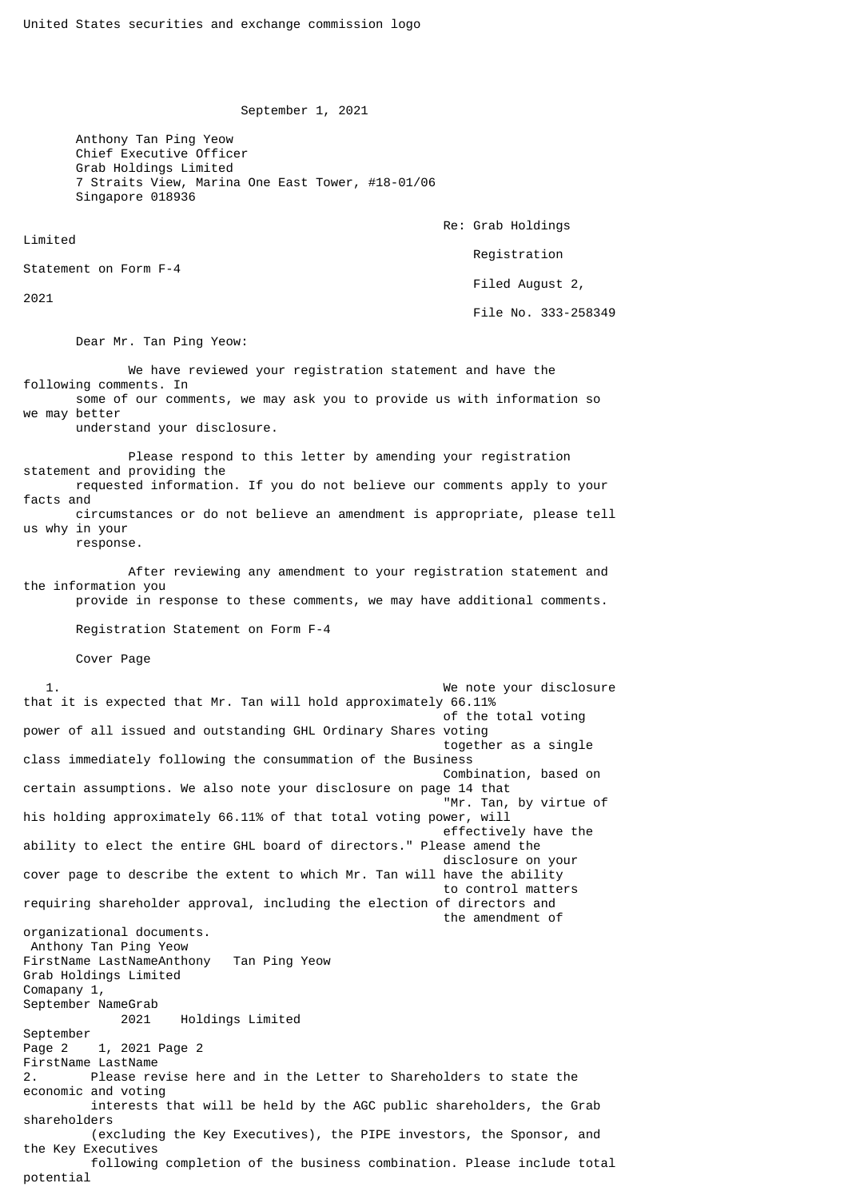United States securities and exchange commission logo

September 1, 2021

Anthony Tan Ping Yeow
Chief Executive Officer
Grab Holdings Limited
7 Straits View, Marina One East Tower, #18-01/06
Singapore 018936

Re: Grab Holdings Limited
Registration Statement on Form F-4
Filed August 2, 2021
File No. 333-258349

Dear Mr. Tan Ping Yeow:

We have reviewed your registration statement and have the following comments. In some of our comments, we may ask you to provide us with information so we may better understand your disclosure.

Please respond to this letter by amending your registration statement and providing the requested information. If you do not believe our comments apply to your facts and circumstances or do not believe an amendment is appropriate, please tell us why in your response.

After reviewing any amendment to your registration statement and the information you provide in response to these comments, we may have additional comments.

Registration Statement on Form F-4

Cover Page

1. We note your disclosure that it is expected that Mr. Tan will hold approximately 66.11% of the total voting power of all issued and outstanding GHL Ordinary Shares voting together as a single class immediately following the consummation of the Business Combination, based on certain assumptions. We also note your disclosure on page 14 that "Mr. Tan, by virtue of his holding approximately 66.11% of that total voting power, will effectively have the ability to elect the entire GHL board of directors." Please amend the disclosure on your cover page to describe the extent to which Mr. Tan will have the ability to control matters requiring shareholder approval, including the election of directors and the amendment of organizational documents.

2. Please revise here and in the Letter to Shareholders to state the economic and voting interests that will be held by the AGC public shareholders, the Grab shareholders (excluding the Key Executives), the PIPE investors, the Sponsor, and the Key Executives following completion of the business combination. Please include total potential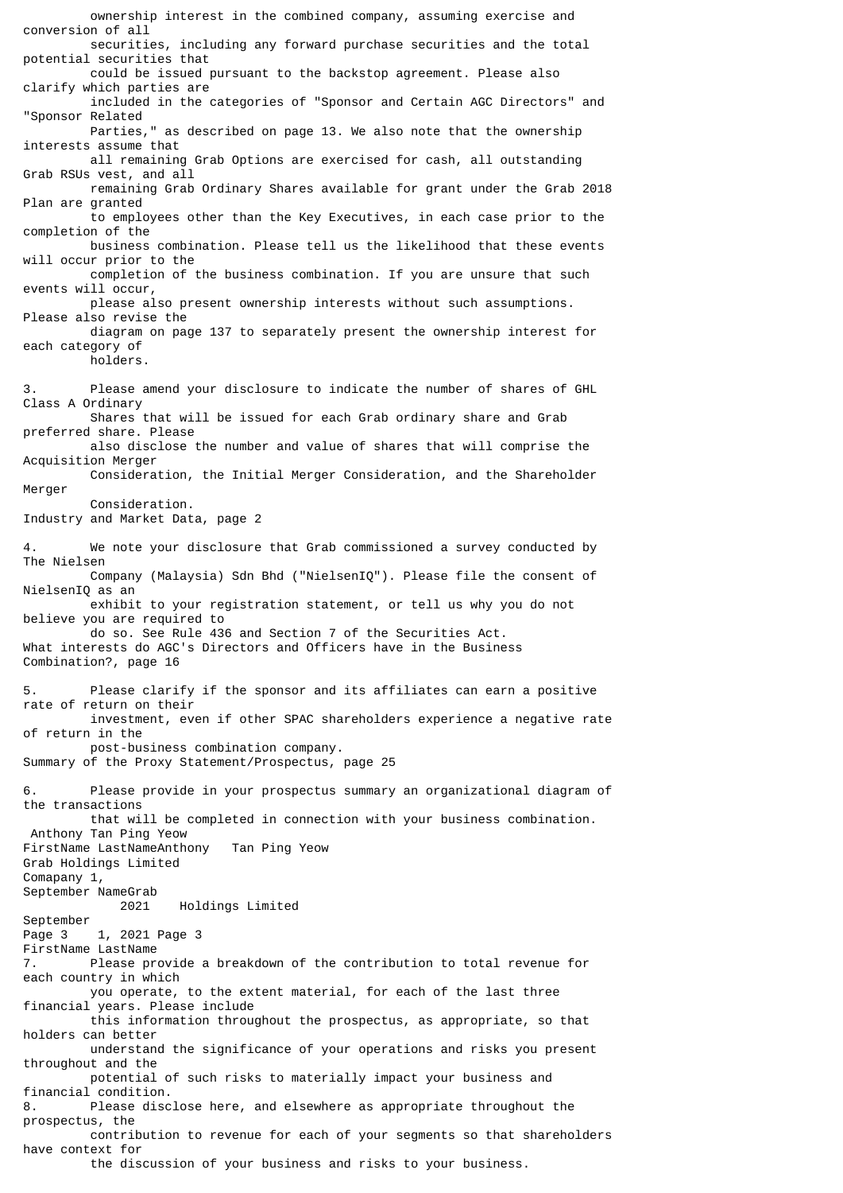ownership interest in the combined company, assuming exercise and conversion of all securities, including any forward purchase securities and the total potential securities that could be issued pursuant to the backstop agreement. Please also clarify which parties are included in the categories of "Sponsor and Certain AGC Directors" and "Sponsor Related Parties," as described on page 13. We also note that the ownership interests assume that all remaining Grab Options are exercised for cash, all outstanding Grab RSUs vest, and all remaining Grab Ordinary Shares available for grant under the Grab 2018 Plan are granted to employees other than the Key Executives, in each case prior to the completion of the business combination. Please tell us the likelihood that these events will occur prior to the completion of the business combination. If you are unsure that such events will occur, please also present ownership interests without such assumptions. Please also revise the diagram on page 137 to separately present the ownership interest for each category of holders.

3. Please amend your disclosure to indicate the number of shares of GHL Class A Ordinary Shares that will be issued for each Grab ordinary share and Grab preferred share. Please also disclose the number and value of shares that will comprise the Acquisition Merger Consideration, the Initial Merger Consideration, and the Shareholder Merger Consideration.

Industry and Market Data, page 2

4. We note your disclosure that Grab commissioned a survey conducted by The Nielsen Company (Malaysia) Sdn Bhd ("NielsenIQ"). Please file the consent of NielsenIQ as an exhibit to your registration statement, or tell us why you do not believe you are required to do so. See Rule 436 and Section 7 of the Securities Act.

What interests do AGC's Directors and Officers have in the Business Combination?, page 16

5. Please clarify if the sponsor and its affiliates can earn a positive rate of return on their investment, even if other SPAC shareholders experience a negative rate of return in the post-business combination company.

Summary of the Proxy Statement/Prospectus, page 25

6. Please provide in your prospectus summary an organizational diagram of the transactions that will be completed in connection with your business combination.

7. Please provide a breakdown of the contribution to total revenue for each country in which you operate, to the extent material, for each of the last three financial years. Please include this information throughout the prospectus, as appropriate, so that holders can better understand the significance of your operations and risks you present throughout and the potential of such risks to materially impact your business and financial condition.

8. Please disclose here, and elsewhere as appropriate throughout the prospectus, the contribution to revenue for each of your segments so that shareholders have context for the discussion of your business and risks to your business.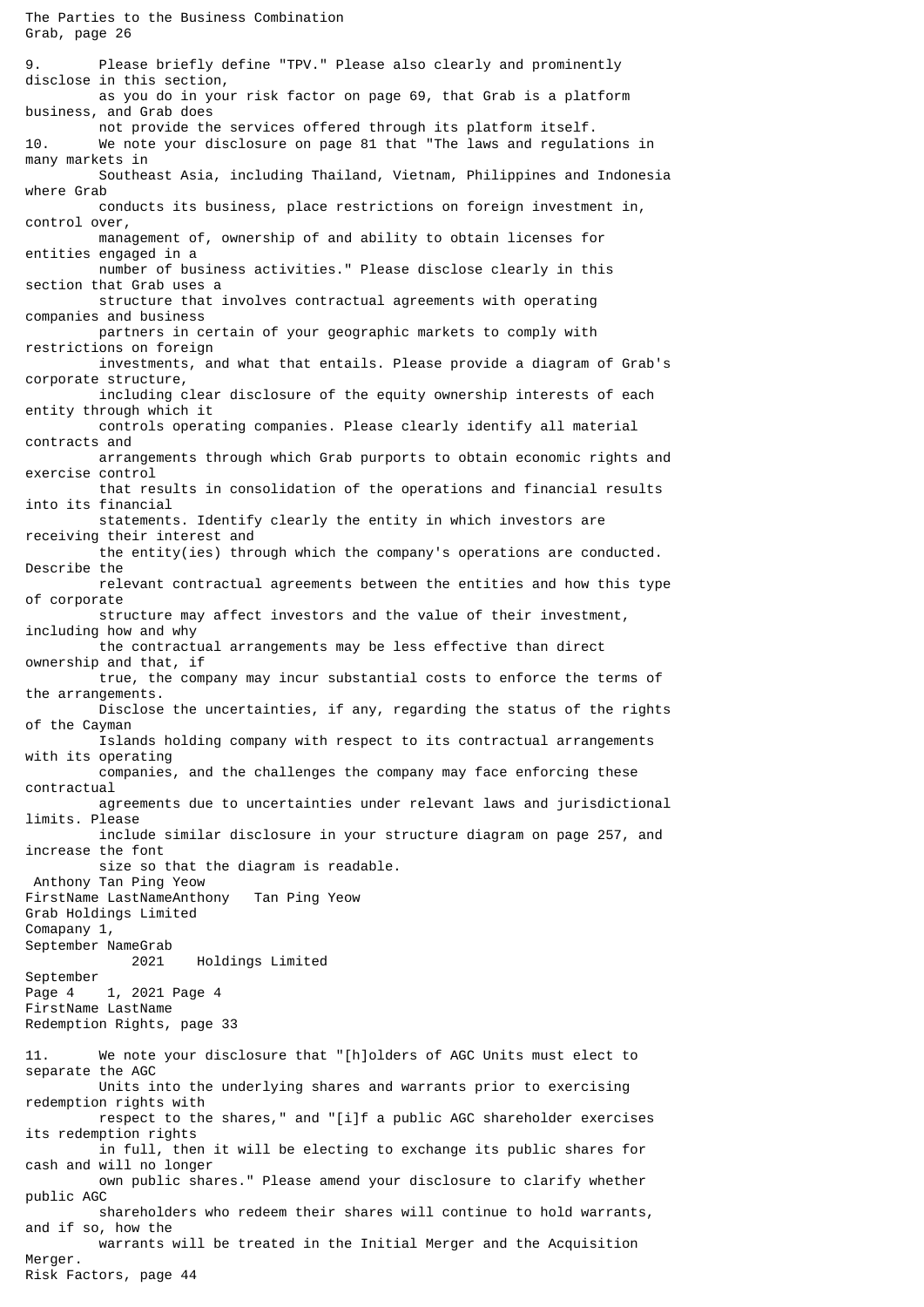The Parties to the Business Combination
Grab, page 26

9. Please briefly define "TPV." Please also clearly and prominently disclose in this section, as you do in your risk factor on page 69, that Grab is a platform business, and Grab does not provide the services offered through its platform itself.

10. We note your disclosure on page 81 that "The laws and regulations in many markets in Southeast Asia, including Thailand, Vietnam, Philippines and Indonesia where Grab conducts its business, place restrictions on foreign investment in, control over, management of, ownership of and ability to obtain licenses for entities engaged in a number of business activities." Please disclose clearly in this section that Grab uses a structure that involves contractual agreements with operating companies and business partners in certain of your geographic markets to comply with restrictions on foreign investments, and what that entails. Please provide a diagram of Grab's corporate structure, including clear disclosure of the equity ownership interests of each entity through which it controls operating companies. Please clearly identify all material contracts and arrangements through which Grab purports to obtain economic rights and exercise control that results in consolidation of the operations and financial results into its financial statements. Identify clearly the entity in which investors are receiving their interest and the entity(ies) through which the company's operations are conducted. Describe the relevant contractual agreements between the entities and how this type of corporate structure may affect investors and the value of their investment, including how and why the contractual arrangements may be less effective than direct ownership and that, if true, the company may incur substantial costs to enforce the terms of the arrangements. Disclose the uncertainties, if any, regarding the status of the rights of the Cayman Islands holding company with respect to its contractual arrangements with its operating companies, and the challenges the company may face enforcing these contractual agreements due to uncertainties under relevant laws and jurisdictional limits. Please include similar disclosure in your structure diagram on page 257, and increase the font size so that the diagram is readable.

Redemption Rights, page 33

11. We note your disclosure that "[h]olders of AGC Units must elect to separate the AGC Units into the underlying shares and warrants prior to exercising redemption rights with respect to the shares," and "[i]f a public AGC shareholder exercises its redemption rights in full, then it will be electing to exchange its public shares for cash and will no longer own public shares." Please amend your disclosure to clarify whether public AGC shareholders who redeem their shares will continue to hold warrants, and if so, how the warrants will be treated in the Initial Merger and the Acquisition Merger.

Risk Factors, page 44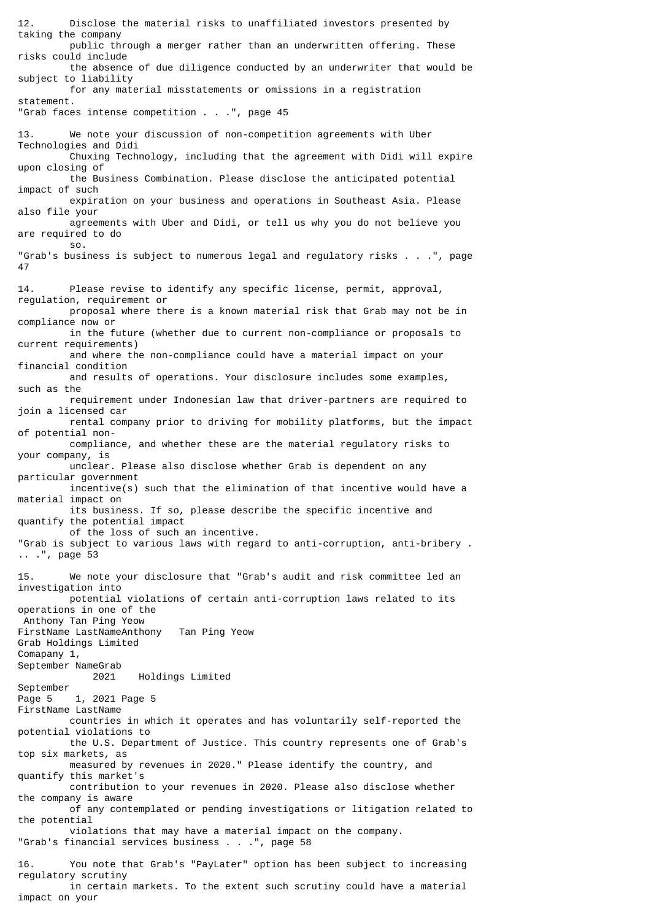12. Disclose the material risks to unaffiliated investors presented by taking the company public through a merger rather than an underwritten offering. These risks could include the absence of due diligence conducted by an underwriter that would be subject to liability for any material misstatements or omissions in a registration statement.

"Grab faces intense competition . . .", page 45

13. We note your discussion of non-competition agreements with Uber Technologies and Didi Chuxing Technology, including that the agreement with Didi will expire upon closing of the Business Combination. Please disclose the anticipated potential impact of such expiration on your business and operations in Southeast Asia. Please also file your agreements with Uber and Didi, or tell us why you do not believe you are required to do so.

"Grab's business is subject to numerous legal and regulatory risks . . .", page 47

14. Please revise to identify any specific license, permit, approval, regulation, requirement or proposal where there is a known material risk that Grab may not be in compliance now or in the future (whether due to current non-compliance or proposals to current requirements) and where the non-compliance could have a material impact on your financial condition and results of operations. Your disclosure includes some examples, such as the requirement under Indonesian law that driver-partners are required to join a licensed car rental company prior to driving for mobility platforms, but the impact of potential non-compliance, and whether these are the material regulatory risks to your company, is unclear. Please also disclose whether Grab is dependent on any particular government incentive(s) such that the elimination of that incentive would have a material impact on its business. If so, please describe the specific incentive and quantify the potential impact of the loss of such an incentive.

"Grab is subject to various laws with regard to anti-corruption, anti-bribery . . .", page 53

15. We note your disclosure that "Grab's audit and risk committee led an investigation into potential violations of certain anti-corruption laws related to its operations in one of the countries in which it operates and has voluntarily self-reported the potential violations to the U.S. Department of Justice. This country represents one of Grab's top six markets, as measured by revenues in 2020." Please identify the country, and quantify this market's contribution to your revenues in 2020. Please also disclose whether the company is aware of any contemplated or pending investigations or litigation related to the potential violations that may have a material impact on the company.

"Grab's financial services business . . .", page 58

16. You note that Grab's "PayLater" option has been subject to increasing regulatory scrutiny in certain markets. To the extent such scrutiny could have a material impact on your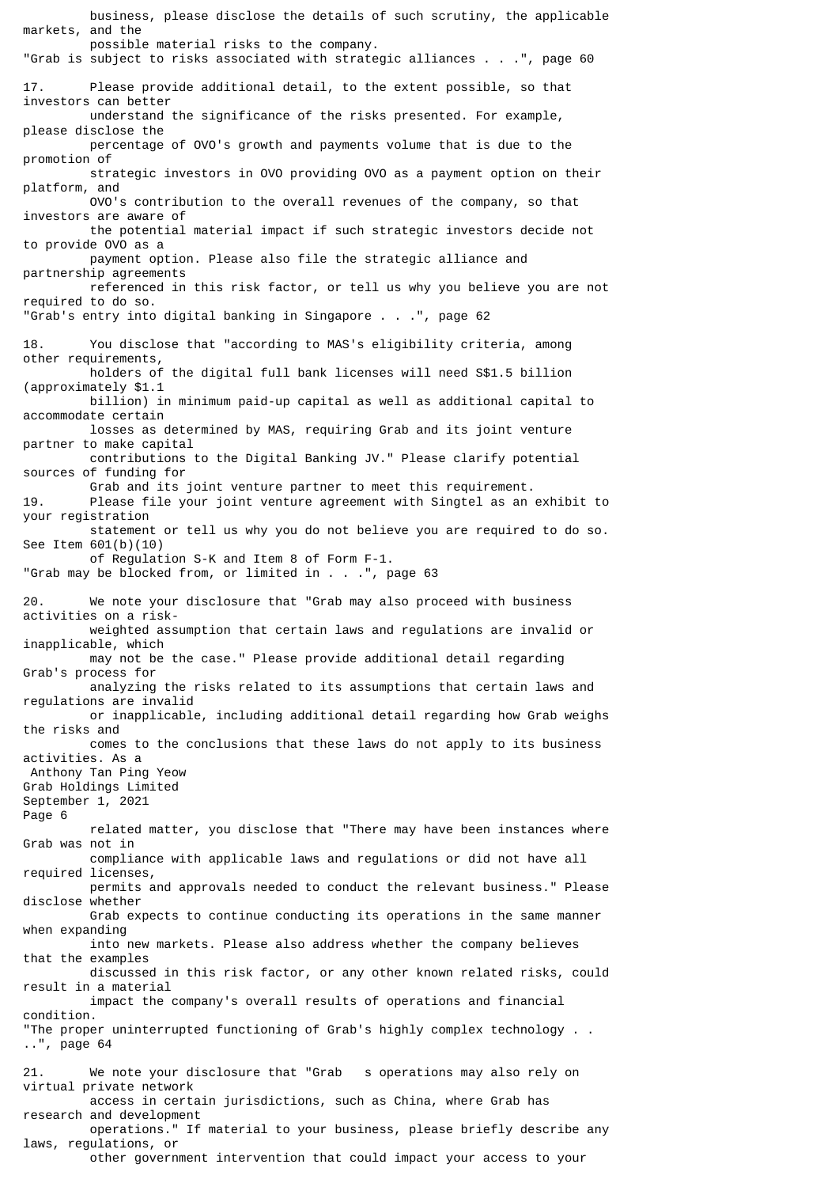business, please disclose the details of such scrutiny, the applicable markets, and the possible material risks to the company.

"Grab is subject to risks associated with strategic alliances . . .", page 60

17. Please provide additional detail, to the extent possible, so that investors can better understand the significance of the risks presented. For example, please disclose the percentage of OVO's growth and payments volume that is due to the promotion of strategic investors in OVO providing OVO as a payment option on their platform, and OVO's contribution to the overall revenues of the company, so that investors are aware of the potential material impact if such strategic investors decide not to provide OVO as a payment option. Please also file the strategic alliance and partnership agreements referenced in this risk factor, or tell us why you believe you are not required to do so.

"Grab's entry into digital banking in Singapore . . .", page 62

18. You disclose that "according to MAS's eligibility criteria, among other requirements, holders of the digital full bank licenses will need S$1.5 billion (approximately $1.1 billion) in minimum paid-up capital as well as additional capital to accommodate certain losses as determined by MAS, requiring Grab and its joint venture partner to make capital contributions to the Digital Banking JV." Please clarify potential sources of funding for Grab and its joint venture partner to meet this requirement.

19. Please file your joint venture agreement with Singtel as an exhibit to your registration statement or tell us why you do not believe you are required to do so. See Item 601(b)(10) of Regulation S-K and Item 8 of Form F-1.

"Grab may be blocked from, or limited in . . .", page 63

20. We note your disclosure that "Grab may also proceed with business activities on a risk-weighted assumption that certain laws and regulations are invalid or inapplicable, which may not be the case." Please provide additional detail regarding Grab's process for analyzing the risks related to its assumptions that certain laws and regulations are invalid or inapplicable, including additional detail regarding how Grab weighs the risks and comes to the conclusions that these laws do not apply to its business activities. As a

Anthony Tan Ping Yeow
Grab Holdings Limited
September 1, 2021
Page 6

related matter, you disclose that "There may have been instances where Grab was not in compliance with applicable laws and regulations or did not have all required licenses, permits and approvals needed to conduct the relevant business." Please disclose whether Grab expects to continue conducting its operations in the same manner when expanding into new markets. Please also address whether the company believes that the examples discussed in this risk factor, or any other known related risks, could result in a material impact the company's overall results of operations and financial condition.

"The proper uninterrupted functioning of Grab's highly complex technology . . ..", page 64

21. We note your disclosure that "Grab s operations may also rely on virtual private network access in certain jurisdictions, such as China, where Grab has research and development operations." If material to your business, please briefly describe any laws, regulations, or other government intervention that could impact your access to your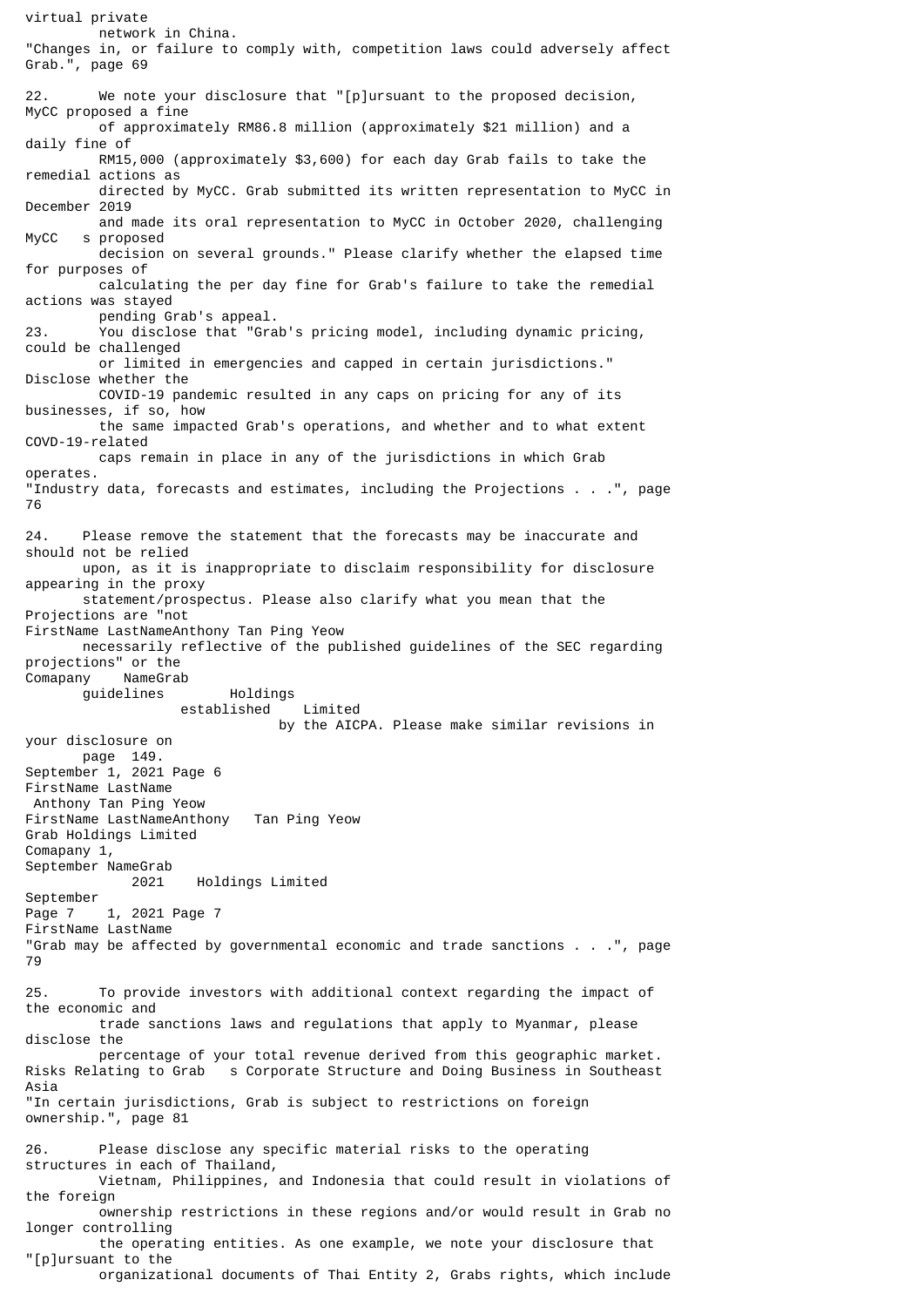virtual private network in China.

"Changes in, or failure to comply with, competition laws could adversely affect Grab.", page 69

22. We note your disclosure that "[p]ursuant to the proposed decision, MyCC proposed a fine of approximately RM86.8 million (approximately $21 million) and a daily fine of RM15,000 (approximately $3,600) for each day Grab fails to take the remedial actions as directed by MyCC. Grab submitted its written representation to MyCC in December 2019 and made its oral representation to MyCC in October 2020, challenging MyCC s proposed decision on several grounds." Please clarify whether the elapsed time for purposes of calculating the per day fine for Grab's failure to take the remedial actions was stayed pending Grab's appeal.

23. You disclose that "Grab's pricing model, including dynamic pricing, could be challenged or limited in emergencies and capped in certain jurisdictions." Disclose whether the COVID-19 pandemic resulted in any caps on pricing for any of its businesses, if so, how the same impacted Grab's operations, and whether and to what extent COVD-19-related caps remain in place in any of the jurisdictions in which Grab operates.

"Industry data, forecasts and estimates, including the Projections . . .", page 76

24. Please remove the statement that the forecasts may be inaccurate and should not be relied upon, as it is inappropriate to disclaim responsibility for disclosure appearing in the proxy statement/prospectus. Please also clarify what you mean that the Projections are "not necessarily reflective of the published guidelines of the SEC regarding projections" or the guidelines established by the AICPA. Please make similar revisions in your disclosure on page 149.

"Grab may be affected by governmental economic and trade sanctions . . .", page 79

25. To provide investors with additional context regarding the impact of the economic and trade sanctions laws and regulations that apply to Myanmar, please disclose the percentage of your total revenue derived from this geographic market.

Risks Relating to Grab s Corporate Structure and Doing Business in Southeast Asia

"In certain jurisdictions, Grab is subject to restrictions on foreign ownership.", page 81

26. Please disclose any specific material risks to the operating structures in each of Thailand, Vietnam, Philippines, and Indonesia that could result in violations of the foreign ownership restrictions in these regions and/or would result in Grab no longer controlling the operating entities. As one example, we note your disclosure that "[p]ursuant to the organizational documents of Thai Entity 2, Grabs rights, which include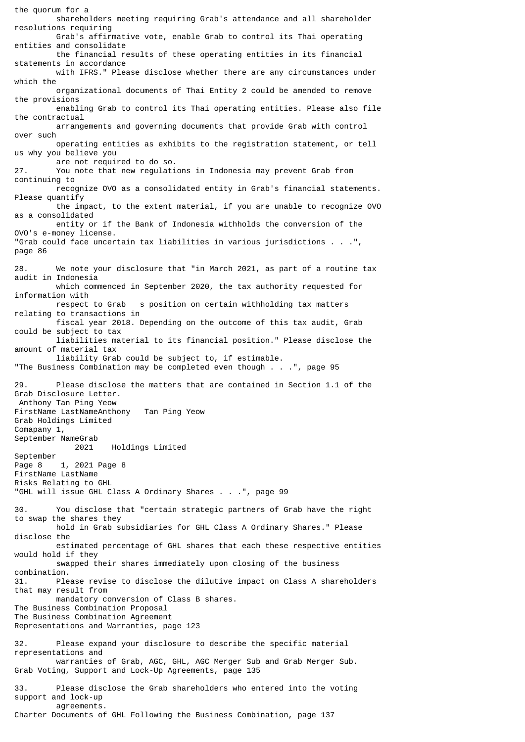the quorum for a shareholders meeting requiring Grab's attendance and all shareholder resolutions requiring Grab's affirmative vote, enable Grab to control its Thai operating entities and consolidate the financial results of these operating entities in its financial statements in accordance with IFRS." Please disclose whether there are any circumstances under which the organizational documents of Thai Entity 2 could be amended to remove the provisions enabling Grab to control its Thai operating entities. Please also file the contractual arrangements and governing documents that provide Grab with control over such operating entities as exhibits to the registration statement, or tell us why you believe you are not required to do so.

27. You note that new regulations in Indonesia may prevent Grab from continuing to recognize OVO as a consolidated entity in Grab's financial statements. Please quantify the impact, to the extent material, if you are unable to recognize OVO as a consolidated entity or if the Bank of Indonesia withholds the conversion of the OVO's e-money license.

"Grab could face uncertain tax liabilities in various jurisdictions . . .", page 86

28. We note your disclosure that "in March 2021, as part of a routine tax audit in Indonesia which commenced in September 2020, the tax authority requested for information with respect to Grab s position on certain withholding tax matters relating to transactions in fiscal year 2018. Depending on the outcome of this tax audit, Grab could be subject to tax liabilities material to its financial position." Please disclose the amount of material tax liability Grab could be subject to, if estimable.

"The Business Combination may be completed even though . . .", page 95

29. Please disclose the matters that are contained in Section 1.1 of the Grab Disclosure Letter.

Risks Relating to GHL

"GHL will issue GHL Class A Ordinary Shares . . .", page 99

30. You disclose that "certain strategic partners of Grab have the right to swap the shares they hold in Grab subsidiaries for GHL Class A Ordinary Shares." Please disclose the estimated percentage of GHL shares that each these respective entities would hold if they swapped their shares immediately upon closing of the business combination.

31. Please revise to disclose the dilutive impact on Class A shareholders that may result from mandatory conversion of Class B shares.

The Business Combination Proposal
The Business Combination Agreement
Representations and Warranties, page 123

32. Please expand your disclosure to describe the specific material representations and warranties of Grab, AGC, GHL, AGC Merger Sub and Grab Merger Sub.

Grab Voting, Support and Lock-Up Agreements, page 135

33. Please disclose the Grab shareholders who entered into the voting support and lock-up agreements.

Charter Documents of GHL Following the Business Combination, page 137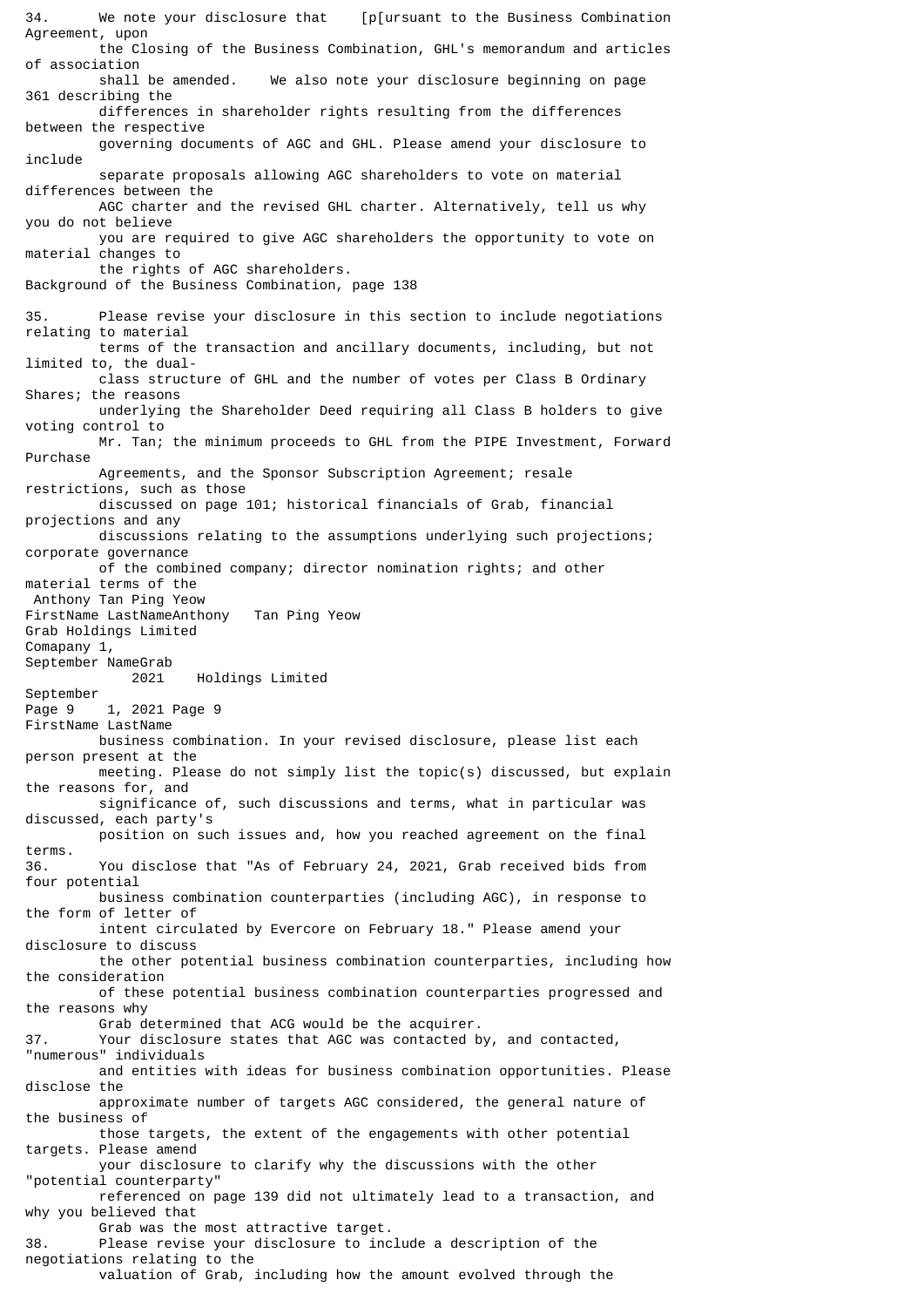34. We note your disclosure that [p[ursuant to the Business Combination Agreement, upon the Closing of the Business Combination, GHL's memorandum and articles of association shall be amended. We also note your disclosure beginning on page 361 describing the differences in shareholder rights resulting from the differences between the respective governing documents of AGC and GHL. Please amend your disclosure to include separate proposals allowing AGC shareholders to vote on material differences between the AGC charter and the revised GHL charter. Alternatively, tell us why you do not believe you are required to give AGC shareholders the opportunity to vote on material changes to the rights of AGC shareholders.

Background of the Business Combination, page 138

35. Please revise your disclosure in this section to include negotiations relating to material terms of the transaction and ancillary documents, including, but not limited to, the dual-class structure of GHL and the number of votes per Class B Ordinary Shares; the reasons underlying the Shareholder Deed requiring all Class B holders to give voting control to Mr. Tan; the minimum proceeds to GHL from the PIPE Investment, Forward Purchase Agreements, and the Sponsor Subscription Agreement; resale restrictions, such as those discussed on page 101; historical financials of Grab, financial projections and any discussions relating to the assumptions underlying such projections; corporate governance of the combined company; director nomination rights; and other material terms of the business combination. In your revised disclosure, please list each person present at the meeting. Please do not simply list the topic(s) discussed, but explain the reasons for, and significance of, such discussions and terms, what in particular was discussed, each party's position on such issues and, how you reached agreement on the final terms.

36. You disclose that "As of February 24, 2021, Grab received bids from four potential business combination counterparties (including AGC), in response to the form of letter of intent circulated by Evercore on February 18." Please amend your disclosure to discuss the other potential business combination counterparties, including how the consideration of these potential business combination counterparties progressed and the reasons why Grab determined that ACG would be the acquirer.

37. Your disclosure states that AGC was contacted by, and contacted, "numerous" individuals and entities with ideas for business combination opportunities. Please disclose the approximate number of targets AGC considered, the general nature of the business of those targets, the extent of the engagements with other potential targets. Please amend your disclosure to clarify why the discussions with the other "potential counterparty" referenced on page 139 did not ultimately lead to a transaction, and why you believed that Grab was the most attractive target.

38. Please revise your disclosure to include a description of the negotiations relating to the valuation of Grab, including how the amount evolved through the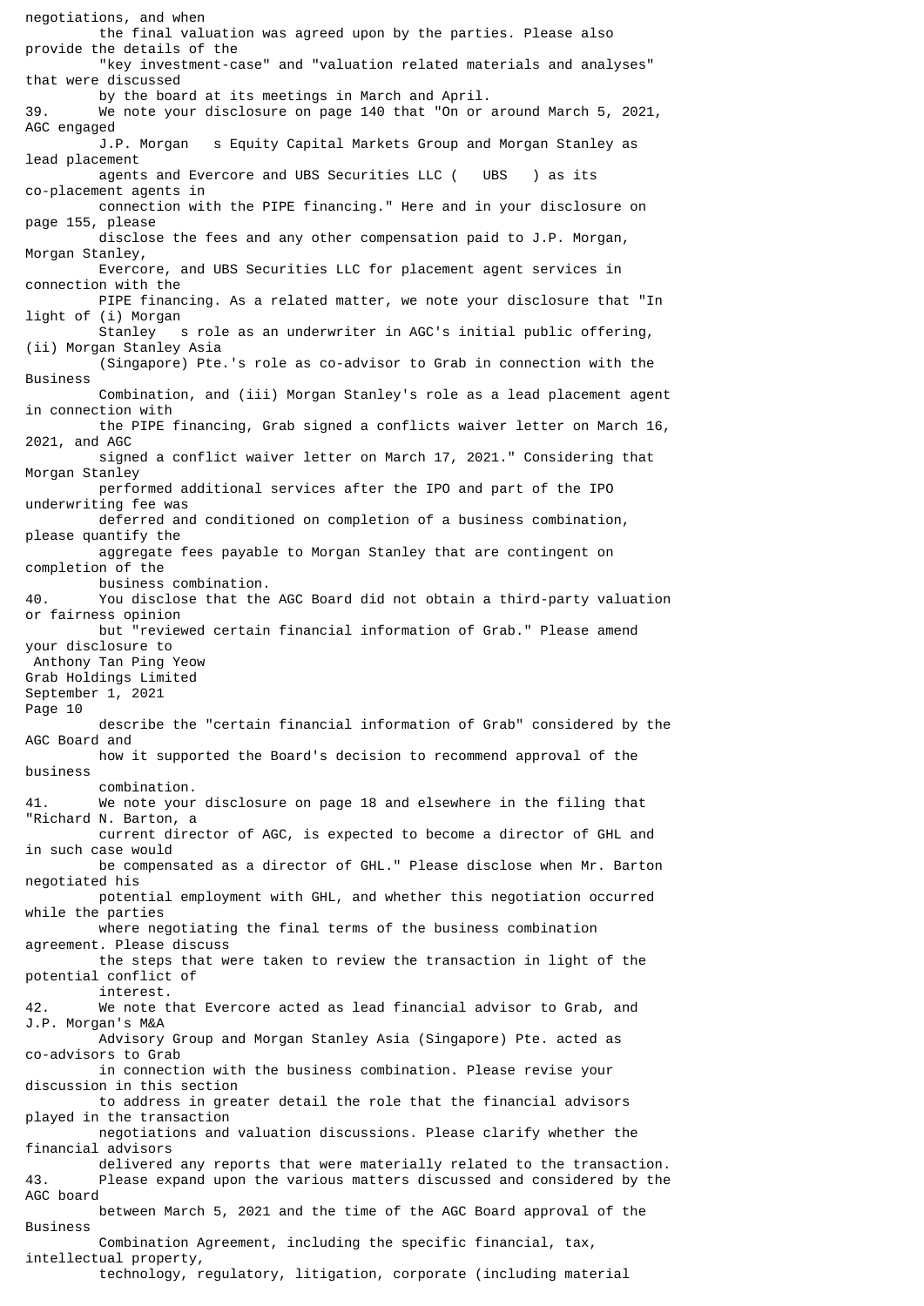negotiations, and when the final valuation was agreed upon by the parties. Please also provide the details of the "key investment-case" and "valuation related materials and analyses" that were discussed by the board at its meetings in March and April.

39. We note your disclosure on page 140 that "On or around March 5, 2021, AGC engaged J.P. Morgan s Equity Capital Markets Group and Morgan Stanley as lead placement agents and Evercore and UBS Securities LLC ( UBS ) as its co-placement agents in connection with the PIPE financing." Here and in your disclosure on page 155, please disclose the fees and any other compensation paid to J.P. Morgan, Morgan Stanley, Evercore, and UBS Securities LLC for placement agent services in connection with the PIPE financing. As a related matter, we note your disclosure that "In light of (i) Morgan Stanley s role as an underwriter in AGC's initial public offering, (ii) Morgan Stanley Asia (Singapore) Pte.'s role as co-advisor to Grab in connection with the Business Combination, and (iii) Morgan Stanley's role as a lead placement agent in connection with the PIPE financing, Grab signed a conflicts waiver letter on March 16, 2021, and AGC signed a conflict waiver letter on March 17, 2021." Considering that Morgan Stanley performed additional services after the IPO and part of the IPO underwriting fee was deferred and conditioned on completion of a business combination, please quantify the aggregate fees payable to Morgan Stanley that are contingent on completion of the business combination.

40. You disclose that the AGC Board did not obtain a third-party valuation or fairness opinion but "reviewed certain financial information of Grab." Please amend your disclosure to describe the "certain financial information of Grab" considered by the AGC Board and how it supported the Board's decision to recommend approval of the business combination.

41. We note your disclosure on page 18 and elsewhere in the filing that "Richard N. Barton, a current director of AGC, is expected to become a director of GHL and in such case would be compensated as a director of GHL." Please disclose when Mr. Barton negotiated his potential employment with GHL, and whether this negotiation occurred while the parties where negotiating the final terms of the business combination agreement. Please discuss the steps that were taken to review the transaction in light of the potential conflict of interest.

42. We note that Evercore acted as lead financial advisor to Grab, and J.P. Morgan's M&A Advisory Group and Morgan Stanley Asia (Singapore) Pte. acted as co-advisors to Grab in connection with the business combination. Please revise your discussion in this section to address in greater detail the role that the financial advisors played in the transaction negotiations and valuation discussions. Please clarify whether the financial advisors delivered any reports that were materially related to the transaction.

43. Please expand upon the various matters discussed and considered by the AGC board between March 5, 2021 and the time of the AGC Board approval of the Business Combination Agreement, including the specific financial, tax, intellectual property, technology, regulatory, litigation, corporate (including material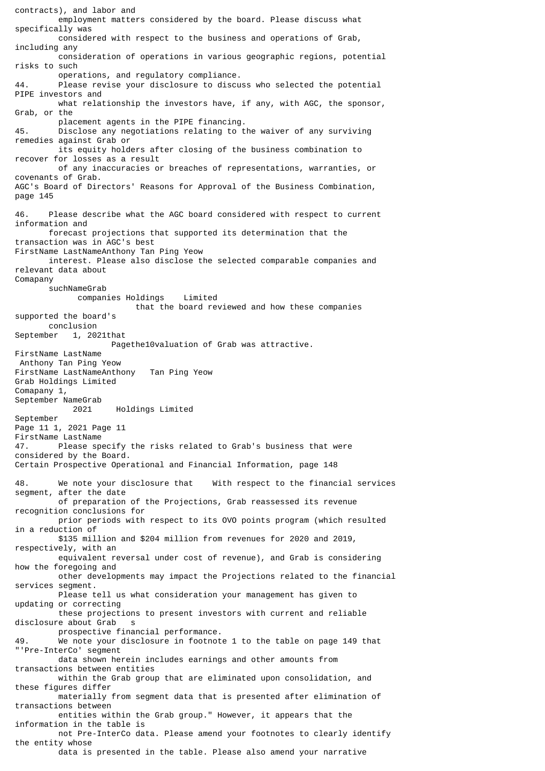contracts), and labor and employment matters considered by the board. Please discuss what specifically was considered with respect to the business and operations of Grab, including any consideration of operations in various geographic regions, potential risks to such operations, and regulatory compliance.

44. Please revise your disclosure to discuss who selected the potential PIPE investors and what relationship the investors have, if any, with AGC, the sponsor, Grab, or the placement agents in the PIPE financing.

45. Disclose any negotiations relating to the waiver of any surviving remedies against Grab or its equity holders after closing of the business combination to recover for losses as a result of any inaccuracies or breaches of representations, warranties, or covenants of Grab.

AGC's Board of Directors' Reasons for Approval of the Business Combination, page 145

46. Please describe what the AGC board considered with respect to current information and forecast projections that supported its determination that the transaction was in AGC's best interest. Please also disclose the selected comparable companies and relevant data about such companies that the board reviewed and how these companies supported the board's conclusion that the valuation of Grab was attractive.

47. Please specify the risks related to Grab's business that were considered by the Board.

Certain Prospective Operational and Financial Information, page 148

48. We note your disclosure that With respect to the financial services segment, after the date of preparation of the Projections, Grab reassessed its revenue recognition conclusions for prior periods with respect to its OVO points program (which resulted in a reduction of $135 million and $204 million from revenues for 2020 and 2019, respectively, with an equivalent reversal under cost of revenue), and Grab is considering how the foregoing and other developments may impact the Projections related to the financial services segment. Please tell us what consideration your management has given to updating or correcting these projections to present investors with current and reliable disclosure about Grab s prospective financial performance.

49. We note your disclosure in footnote 1 to the table on page 149 that "'Pre-InterCo' segment data shown herein includes earnings and other amounts from transactions between entities within the Grab group that are eliminated upon consolidation, and these figures differ materially from segment data that is presented after elimination of transactions between entities within the Grab group." However, it appears that the information in the table is not Pre-InterCo data. Please amend your footnotes to clearly identify the entity whose data is presented in the table. Please also amend your narrative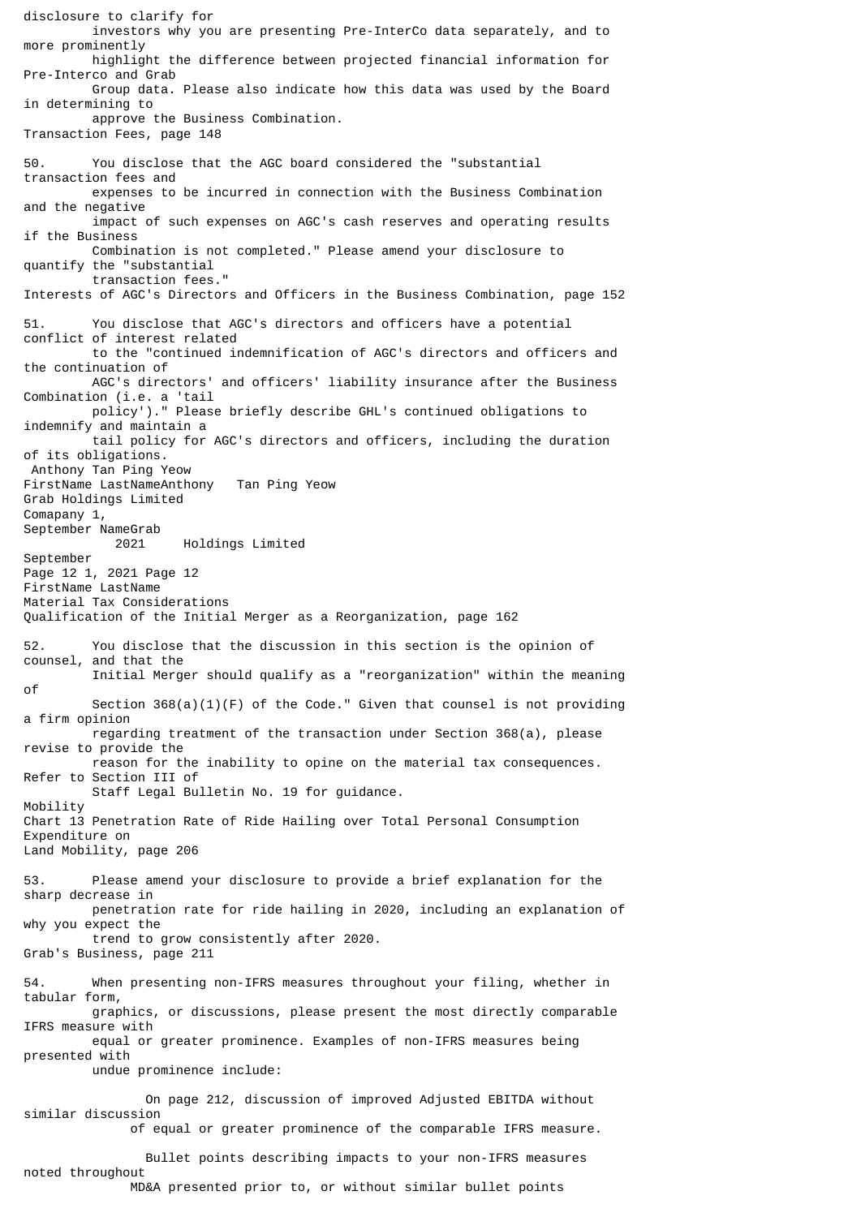disclosure to clarify for investors why you are presenting Pre-InterCo data separately, and to more prominently highlight the difference between projected financial information for Pre-Interco and Grab Group data. Please also indicate how this data was used by the Board in determining to approve the Business Combination.

Transaction Fees, page 148

50. You disclose that the AGC board considered the "substantial transaction fees and expenses to be incurred in connection with the Business Combination and the negative impact of such expenses on AGC's cash reserves and operating results if the Business Combination is not completed." Please amend your disclosure to quantify the "substantial transaction fees."

Interests of AGC's Directors and Officers in the Business Combination, page 152

51. You disclose that AGC's directors and officers have a potential conflict of interest related to the "continued indemnification of AGC's directors and officers and the continuation of AGC's directors' and officers' liability insurance after the Business Combination (i.e. a 'tail policy')." Please briefly describe GHL's continued obligations to indemnify and maintain a tail policy for AGC's directors and officers, including the duration of its obligations.

Material Tax Considerations
Qualification of the Initial Merger as a Reorganization, page 162

52. You disclose that the discussion in this section is the opinion of counsel, and that the Initial Merger should qualify as a "reorganization" within the meaning of Section 368(a)(1)(F) of the Code." Given that counsel is not providing a firm opinion regarding treatment of the transaction under Section 368(a), please revise to provide the reason for the inability to opine on the material tax consequences. Refer to Section III of Staff Legal Bulletin No. 19 for guidance.

Mobility
Chart 13 Penetration Rate of Ride Hailing over Total Personal Consumption Expenditure on Land Mobility, page 206

53. Please amend your disclosure to provide a brief explanation for the sharp decrease in penetration rate for ride hailing in 2020, including an explanation of why you expect the trend to grow consistently after 2020.

Grab's Business, page 211

54. When presenting non-IFRS measures throughout your filing, whether in tabular form, graphics, or discussions, please present the most directly comparable IFRS measure with equal or greater prominence. Examples of non-IFRS measures being presented with undue prominence include:

- On page 212, discussion of improved Adjusted EBITDA without similar discussion of equal or greater prominence of the comparable IFRS measure.
- Bullet points describing impacts to your non-IFRS measures noted throughout MD&A presented prior to, or without similar bullet points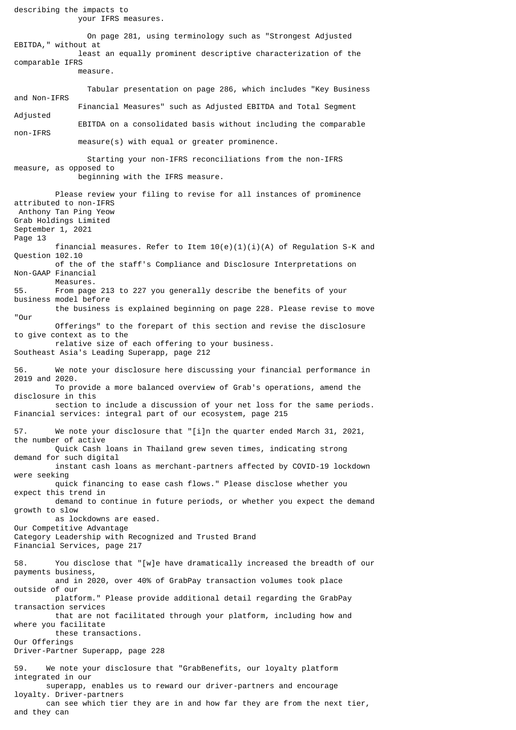describing the impacts to your IFRS measures.

- On page 281, using terminology such as "Strongest Adjusted EBITDA," without at least an equally prominent descriptive characterization of the comparable IFRS measure.

- Tabular presentation on page 286, which includes "Key Business and Non-IFRS Financial Measures" such as Adjusted EBITDA and Total Segment Adjusted EBITDA on a consolidated basis without including the comparable non-IFRS measure(s) with equal or greater prominence.

- Starting your non-IFRS reconciliations from the non-IFRS measure, as opposed to beginning with the IFRS measure.

Please review your filing to revise for all instances of prominence attributed to non-IFRS financial measures. Refer to Item 10(e)(1)(i)(A) of Regulation S-K and Question 102.10 of the of the staff's Compliance and Disclosure Interpretations on Non-GAAP Financial Measures.

55. From page 213 to 227 you generally describe the benefits of your business model before the business is explained beginning on page 228. Please revise to move "Our Offerings" to the forepart of this section and revise the disclosure to give context as to the relative size of each offering to your business.

Southeast Asia's Leading Superapp, page 212

56. We note your disclosure here discussing your financial performance in 2019 and 2020. To provide a more balanced overview of Grab's operations, amend the disclosure in this section to include a discussion of your net loss for the same periods.

Financial services: integral part of our ecosystem, page 215

57. We note your disclosure that "[i]n the quarter ended March 31, 2021, the number of active Quick Cash loans in Thailand grew seven times, indicating strong demand for such digital instant cash loans as merchant-partners affected by COVID-19 lockdown were seeking quick financing to ease cash flows." Please disclose whether you expect this trend in demand to continue in future periods, or whether you expect the demand growth to slow as lockdowns are eased.

Our Competitive Advantage
Category Leadership with Recognized and Trusted Brand
Financial Services, page 217

58. You disclose that "[w]e have dramatically increased the breadth of our payments business, and in 2020, over 40% of GrabPay transaction volumes took place outside of our platform." Please provide additional detail regarding the GrabPay transaction services that are not facilitated through your platform, including how and where you facilitate these transactions.

Our Offerings
Driver-Partner Superapp, page 228

59. We note your disclosure that "GrabBenefits, our loyalty platform integrated in our superapp, enables us to reward our driver-partners and encourage loyalty. Driver-partners can see which tier they are in and how far they are from the next tier, and they can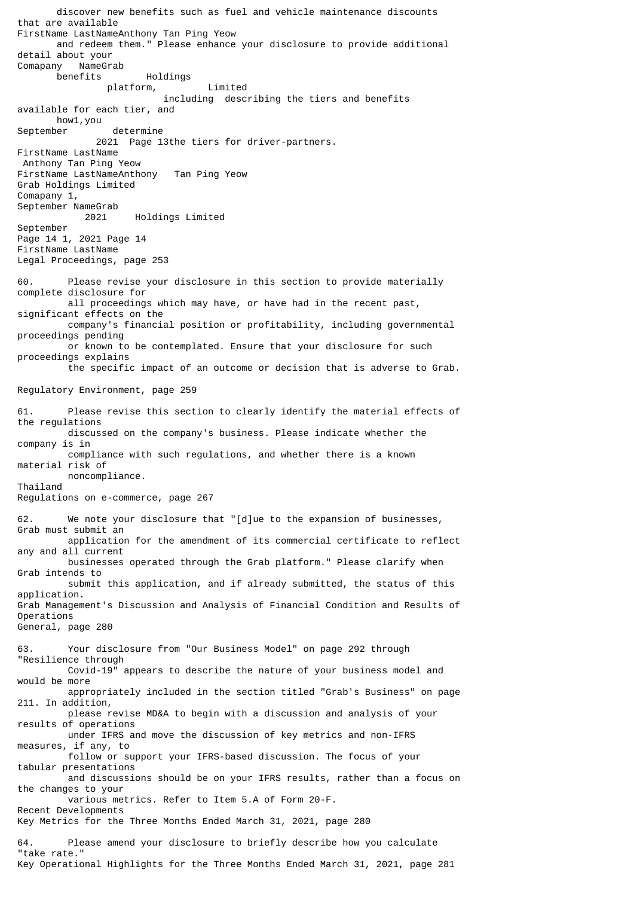discover new benefits such as fuel and vehicle maintenance discounts that are available and redeem them." Please enhance your disclosure to provide additional detail about your benefits platform, including describing the tiers and benefits available for each tier, and how you determine the tiers for driver-partners.

Legal Proceedings, page 253

60. Please revise your disclosure in this section to provide materially complete disclosure for all proceedings which may have, or have had in the recent past, significant effects on the company's financial position or profitability, including governmental proceedings pending or known to be contemplated. Ensure that your disclosure for such proceedings explains the specific impact of an outcome or decision that is adverse to Grab.

Regulatory Environment, page 259

61. Please revise this section to clearly identify the material effects of the regulations discussed on the company's business. Please indicate whether the company is in compliance with such regulations, and whether there is a known material risk of noncompliance.

Thailand
Regulations on e-commerce, page 267

62. We note your disclosure that "[d]ue to the expansion of businesses, Grab must submit an application for the amendment of its commercial certificate to reflect any and all current businesses operated through the Grab platform." Please clarify when Grab intends to submit this application, and if already submitted, the status of this application.

Grab Management's Discussion and Analysis of Financial Condition and Results of Operations
General, page 280

63. Your disclosure from "Our Business Model" on page 292 through "Resilience through Covid-19" appears to describe the nature of your business model and would be more appropriately included in the section titled "Grab's Business" on page 211. In addition, please revise MD&A to begin with a discussion and analysis of your results of operations under IFRS and move the discussion of key metrics and non-IFRS measures, if any, to follow or support your IFRS-based discussion. The focus of your tabular presentations and discussions should be on your IFRS results, rather than a focus on the changes to your various metrics. Refer to Item 5.A of Form 20-F.

Recent Developments
Key Metrics for the Three Months Ended March 31, 2021, page 280

64. Please amend your disclosure to briefly describe how you calculate "take rate."

Key Operational Highlights for the Three Months Ended March 31, 2021, page 281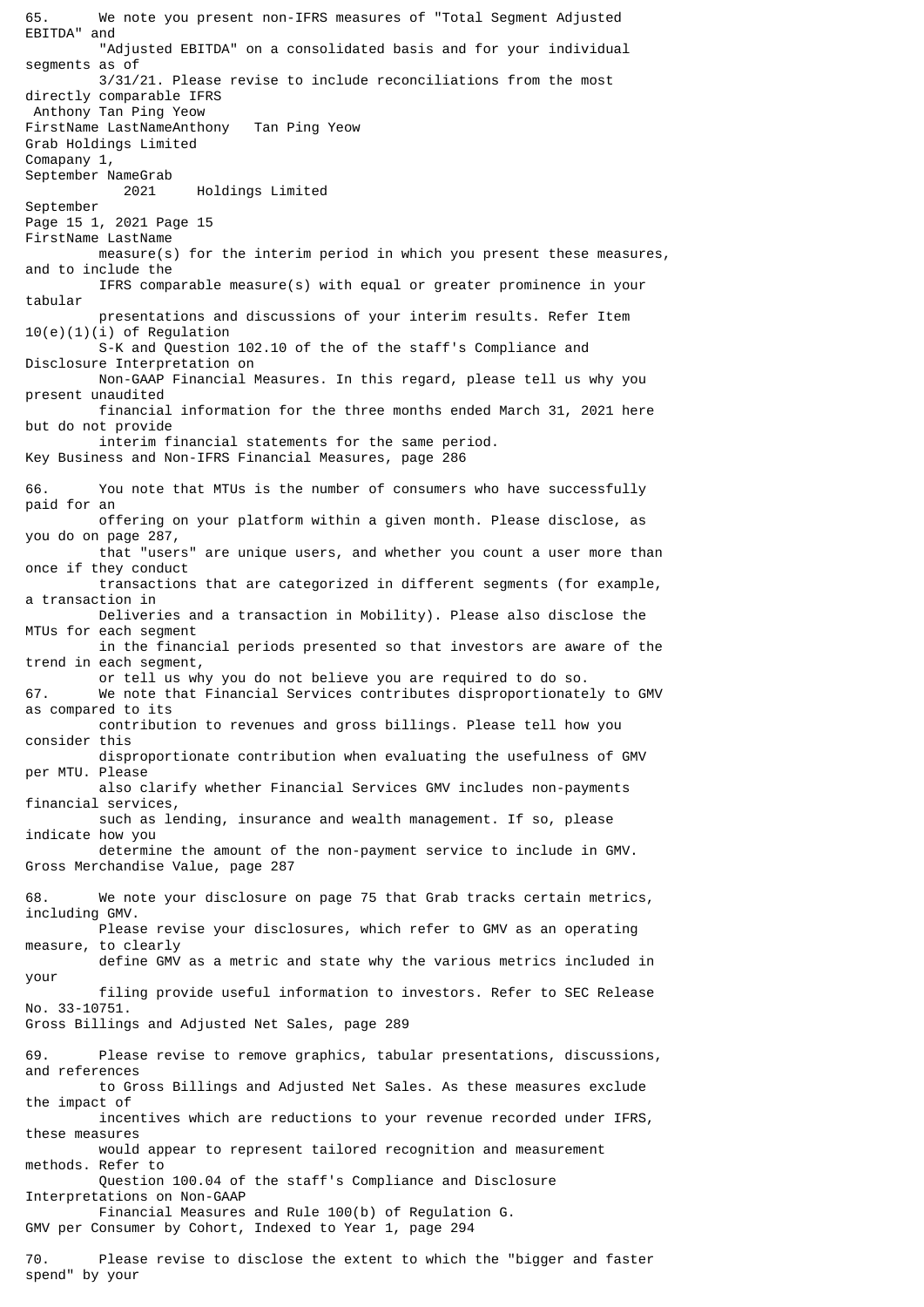65. We note you present non-IFRS measures of "Total Segment Adjusted EBITDA" and "Adjusted EBITDA" on a consolidated basis and for your individual segments as of 3/31/21. Please revise to include reconciliations from the most directly comparable IFRS measure(s) for the interim period in which you present these measures, and to include the IFRS comparable measure(s) with equal or greater prominence in your tabular presentations and discussions of your interim results. Refer Item 10(e)(1)(i) of Regulation S-K and Question 102.10 of the of the staff's Compliance and Disclosure Interpretation on Non-GAAP Financial Measures. In this regard, please tell us why you present unaudited financial information for the three months ended March 31, 2021 here but do not provide interim financial statements for the same period.

Key Business and Non-IFRS Financial Measures, page 286

66. You note that MTUs is the number of consumers who have successfully paid for an offering on your platform within a given month. Please disclose, as you do on page 287, that "users" are unique users, and whether you count a user more than once if they conduct transactions that are categorized in different segments (for example, a transaction in Deliveries and a transaction in Mobility). Please also disclose the MTUs for each segment in the financial periods presented so that investors are aware of the trend in each segment, or tell us why you do not believe you are required to do so.

67. We note that Financial Services contributes disproportionately to GMV as compared to its contribution to revenues and gross billings. Please tell how you consider this disproportionate contribution when evaluating the usefulness of GMV per MTU. Please also clarify whether Financial Services GMV includes non-payments financial services, such as lending, insurance and wealth management. If so, please indicate how you determine the amount of the non-payment service to include in GMV.

Gross Merchandise Value, page 287

68. We note your disclosure on page 75 that Grab tracks certain metrics, including GMV. Please revise your disclosures, which refer to GMV as an operating measure, to clearly define GMV as a metric and state why the various metrics included in your filing provide useful information to investors. Refer to SEC Release No. 33-10751.

Gross Billings and Adjusted Net Sales, page 289

69. Please revise to remove graphics, tabular presentations, discussions, and references to Gross Billings and Adjusted Net Sales. As these measures exclude the impact of incentives which are reductions to your revenue recorded under IFRS, these measures would appear to represent tailored recognition and measurement methods. Refer to Question 100.04 of the staff's Compliance and Disclosure Interpretations on Non-GAAP Financial Measures and Rule 100(b) of Regulation G.

GMV per Consumer by Cohort, Indexed to Year 1, page 294

70. Please revise to disclose the extent to which the "bigger and faster spend" by your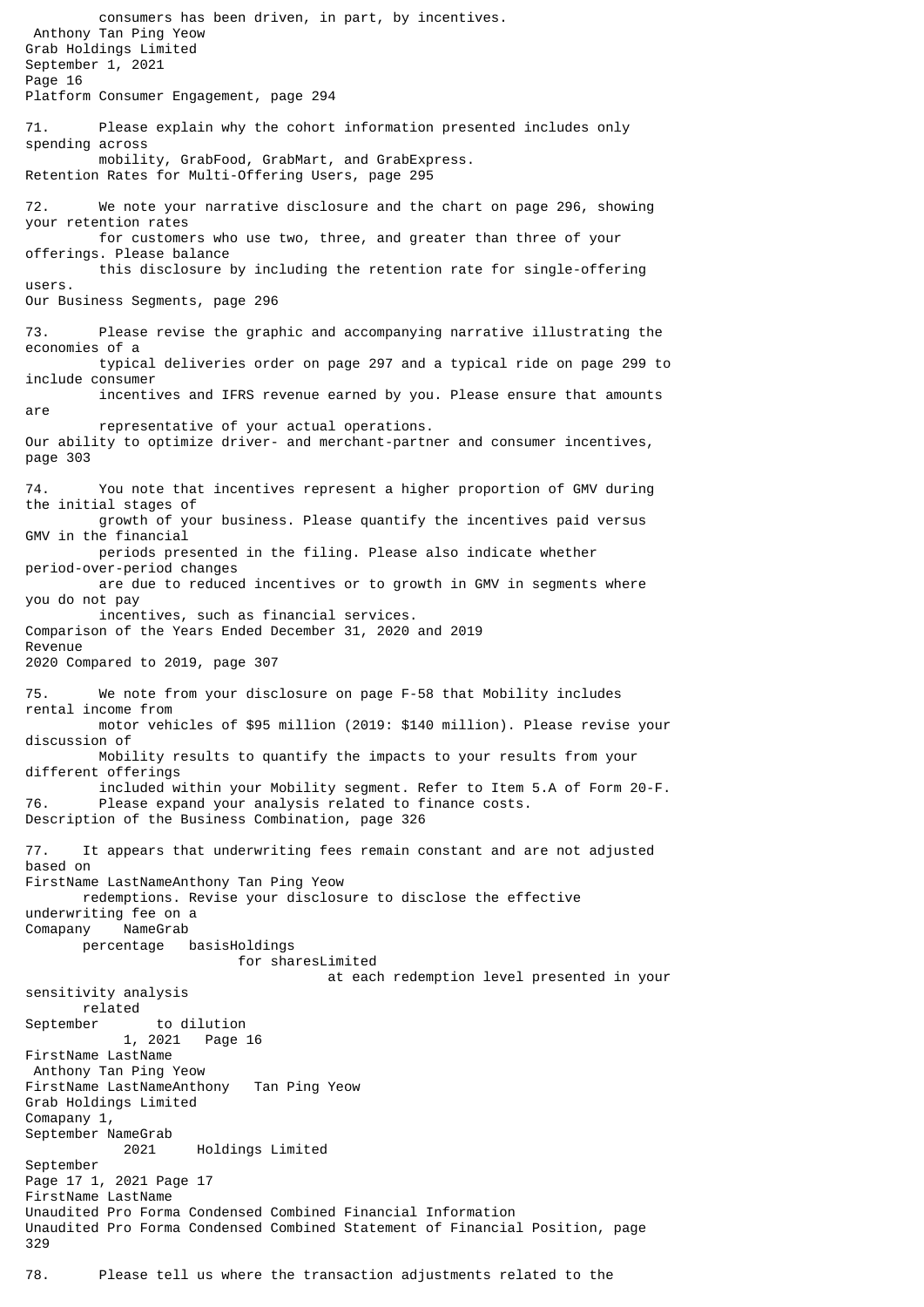consumers has been driven, in part, by incentives.

Platform Consumer Engagement, page 294

71. Please explain why the cohort information presented includes only spending across mobility, GrabFood, GrabMart, and GrabExpress.

Retention Rates for Multi-Offering Users, page 295

72. We note your narrative disclosure and the chart on page 296, showing your retention rates for customers who use two, three, and greater than three of your offerings. Please balance this disclosure by including the retention rate for single-offering users.

Our Business Segments, page 296

73. Please revise the graphic and accompanying narrative illustrating the economies of a typical deliveries order on page 297 and a typical ride on page 299 to include consumer incentives and IFRS revenue earned by you. Please ensure that amounts are representative of your actual operations.

Our ability to optimize driver- and merchant-partner and consumer incentives, page 303

74. You note that incentives represent a higher proportion of GMV during the initial stages of growth of your business. Please quantify the incentives paid versus GMV in the financial periods presented in the filing. Please also indicate whether period-over-period changes are due to reduced incentives or to growth in GMV in segments where you do not pay incentives, such as financial services.

Comparison of the Years Ended December 31, 2020 and 2019
Revenue
2020 Compared to 2019, page 307

75. We note from your disclosure on page F-58 that Mobility includes rental income from motor vehicles of $95 million (2019: $140 million). Please revise your discussion of Mobility results to quantify the impacts to your results from your different offerings included within your Mobility segment. Refer to Item 5.A of Form 20-F.

76. Please expand your analysis related to finance costs.

Description of the Business Combination, page 326

77. It appears that underwriting fees remain constant and are not adjusted based on redemptions. Revise your disclosure to disclose the effective underwriting fee on a percentage basis for shares at each redemption level presented in your sensitivity analysis related to dilution.

Unaudited Pro Forma Condensed Combined Financial Information
Unaudited Pro Forma Condensed Combined Statement of Financial Position, page 329

78. Please tell us where the transaction adjustments related to the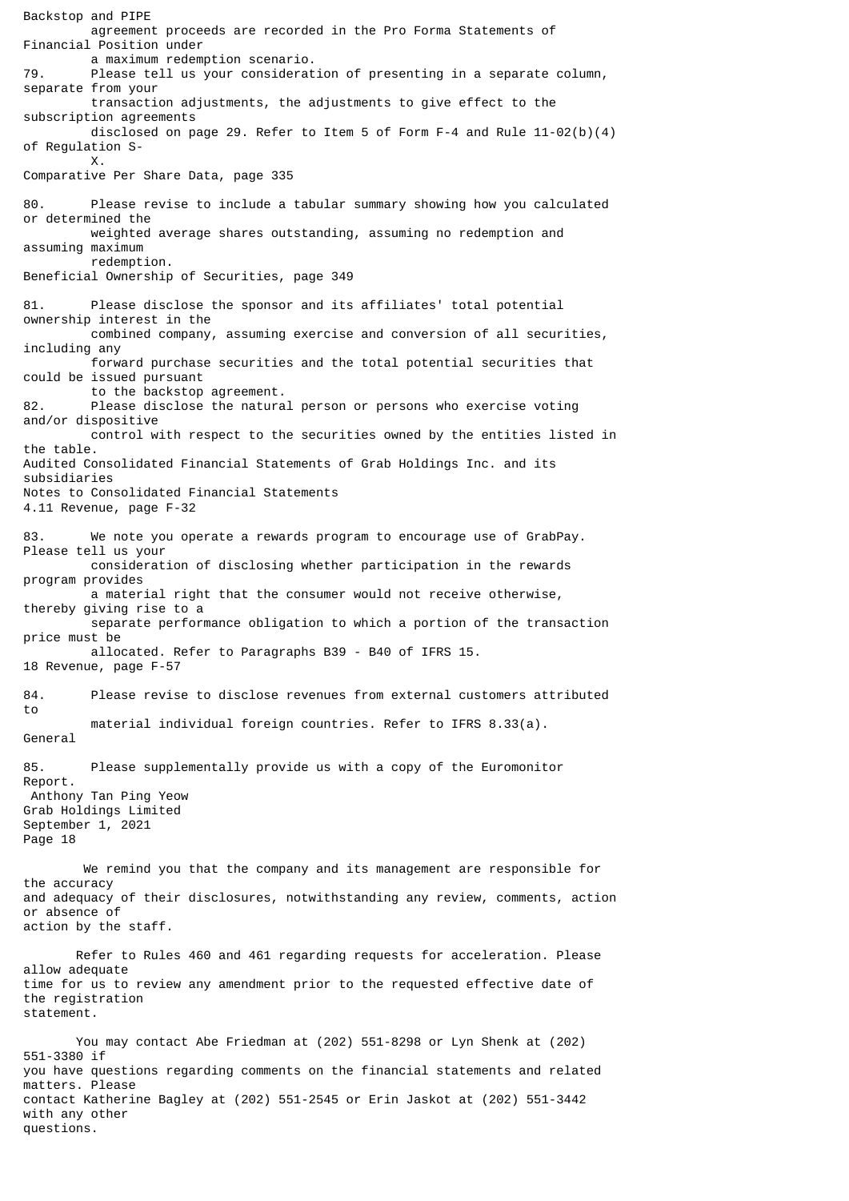Backstop and PIPE agreement proceeds are recorded in the Pro Forma Statements of Financial Position under a maximum redemption scenario.

79. Please tell us your consideration of presenting in a separate column, separate from your transaction adjustments, the adjustments to give effect to the subscription agreements disclosed on page 29. Refer to Item 5 of Form F-4 and Rule 11-02(b)(4) of Regulation S-X.

Comparative Per Share Data, page 335

80. Please revise to include a tabular summary showing how you calculated or determined the weighted average shares outstanding, assuming no redemption and assuming maximum redemption.

Beneficial Ownership of Securities, page 349

81. Please disclose the sponsor and its affiliates' total potential ownership interest in the combined company, assuming exercise and conversion of all securities, including any forward purchase securities and the total potential securities that could be issued pursuant to the backstop agreement.

82. Please disclose the natural person or persons who exercise voting and/or dispositive control with respect to the securities owned by the entities listed in the table.

Audited Consolidated Financial Statements of Grab Holdings Inc. and its subsidiaries
Notes to Consolidated Financial Statements
4.11 Revenue, page F-32

83. We note you operate a rewards program to encourage use of GrabPay. Please tell us your consideration of disclosing whether participation in the rewards program provides a material right that the consumer would not receive otherwise, thereby giving rise to a separate performance obligation to which a portion of the transaction price must be allocated. Refer to Paragraphs B39 - B40 of IFRS 15.

18 Revenue, page F-57

84. Please revise to disclose revenues from external customers attributed to material individual foreign countries. Refer to IFRS 8.33(a).

General

85. Please supplementally provide us with a copy of the Euromonitor Report.

Anthony Tan Ping Yeow
Grab Holdings Limited
September 1, 2021
Page 18

We remind you that the company and its management are responsible for the accuracy and adequacy of their disclosures, notwithstanding any review, comments, action or absence of action by the staff.

Refer to Rules 460 and 461 regarding requests for acceleration. Please allow adequate time for us to review any amendment prior to the requested effective date of the registration statement.

You may contact Abe Friedman at (202) 551-8298 or Lyn Shenk at (202) 551-3380 if you have questions regarding comments on the financial statements and related matters. Please contact Katherine Bagley at (202) 551-2545 or Erin Jaskot at (202) 551-3442 with any other questions.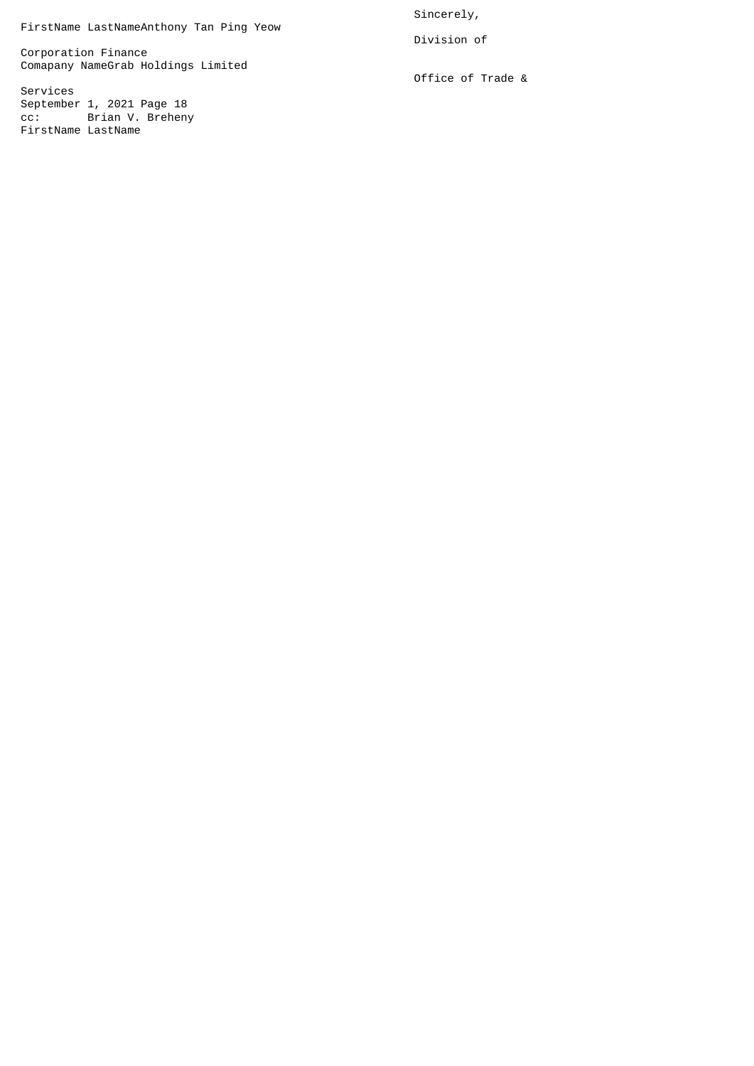Sincerely,

FirstName LastNameAnthony Tan Ping Yeow

Division of

Corporation Finance

Comapany NameGrab Holdings Limited

Office of Trade &

Services

September 1, 2021 Page 18

cc: Brian V. Breheny

FirstName LastName